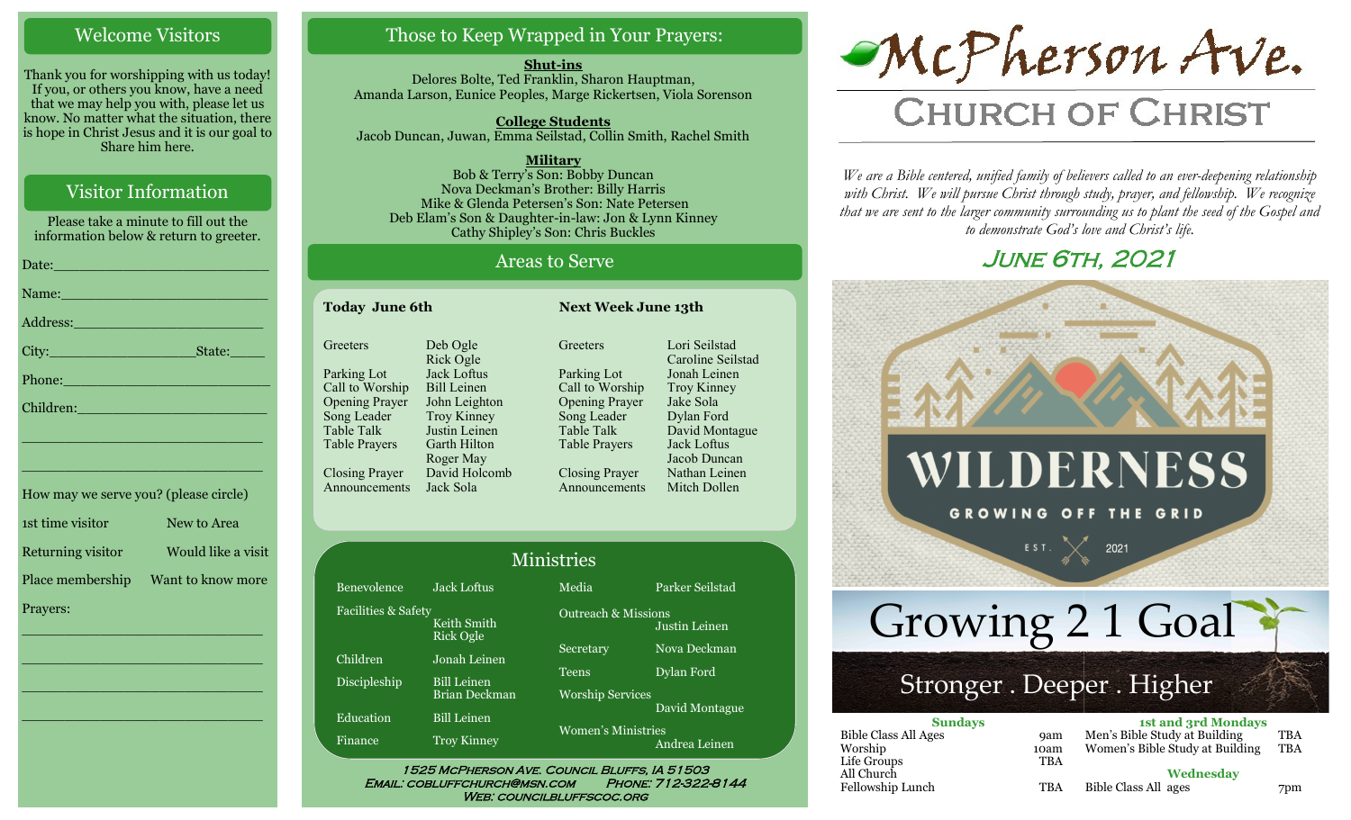## Welcome Visitors

Thank you for worshipping with us today! If you, or others you know, have a need that we may help you with, please let us know. No matter what the situation, there is hope in Christ Jesus and it is our goal to Share him here.

## Visitor Information

Please take a minute to fill out the information below & return to greeter.

Date:___________________________

Name:__________________________

Address:________________________

City:___________________State:_____

Phone:__________________________

Children:________________________

________________________________

________________________________

How may we serve you? (please circle)

1st time visitor — New to Area

Returning visitor — Would like a visit

Place membership — Want to know more

Prayers:

________________________________

________________________________

________________________________

________________________________

## Those to Keep Wrapped in Your Prayers:

**Shut-ins**

Delores Bolte, Ted Franklin, Sharon Hauptman, Amanda Larson, Eunice Peoples, Marge Rickertsen, Viola Sorenson

**College Students**

Jacob Duncan, Juwan, Emma Seilstad, Collin Smith, Rachel Smith

**Military**

Bob & Terry's Son: Bobby Duncan
Nova Deckman's Brother: Billy Harris
Mike & Glenda Petersen's Son: Nate Petersen
Deb Elam's Son & Daughter-in-law: Jon & Lynn Kinney
Cathy Shipley's Son: Chris Buckles

## Areas to Serve

| Role | Today June 6th | Next Week June 13th |
|---|---|---|
| Greeters | Deb Ogle, Rick Ogle | Lori Seilstad, Caroline Seilstad |
| Parking Lot | Jack Loftus | Jonah Leinen |
| Call to Worship | Bill Leinen | Troy Kinney |
| Opening Prayer | John Leighton | Jake Sola |
| Song Leader | Troy Kinney | Dylan Ford |
| Table Talk | Justin Leinen | David Montague |
| Table Prayers | Garth Hilton, Roger May | Jack Loftus, Jacob Duncan |
| Closing Prayer | David Holcomb | Nathan Leinen |
| Announcements | Jack Sola | Mitch Dollen |

## Ministries

| Ministry | Leader | Ministry | Leader |
|---|---|---|---|
| Benevolence | Jack Loftus | Media | Parker Seilstad |
| Facilities & Safety | Keith Smith, Rick Ogle | Outreach & Missions | Justin Leinen |
| Children | Jonah Leinen | Secretary | Nova Deckman |
| Discipleship | Bill Leinen, Brian Deckman | Teens | Dylan Ford |
| Education | Bill Leinen | Worship Services | David Montague |
| Finance | Troy Kinney | Women's Ministries | Andrea Leinen |

1525 McPherson Ave. Council Bluffs, IA 51503
Email: cobluffchurch@msn.com Phone: 712-322-8144
Web: councilbluffscoc.org

# McPherson Ave. Church of Christ

*We are a Bible centered, unified family of believers called to an ever-deepening relationship with Christ. We will pursue Christ through study, prayer, and fellowship. We recognize that we are sent to the larger community surrounding us to plant the seed of the Gospel and to demonstrate God's love and Christ's life.*

## June 6th, 2021

WILDERNESS — GROWING OFF THE GRID — EST. 2021

Growing 2 1 Goal

Stronger . Deeper . Higher

| Sundays | | 1st and 3rd Mondays | |
|---|---|---|---|
| Bible Class All Ages | 9am | Men's Bible Study at Building | TBA |
| Worship | 10am | Women's Bible Study at Building | TBA |
| Life Groups | TBA | **Wednesday** | |
| All Church Fellowship Lunch | TBA | Bible Class All ages | 7pm |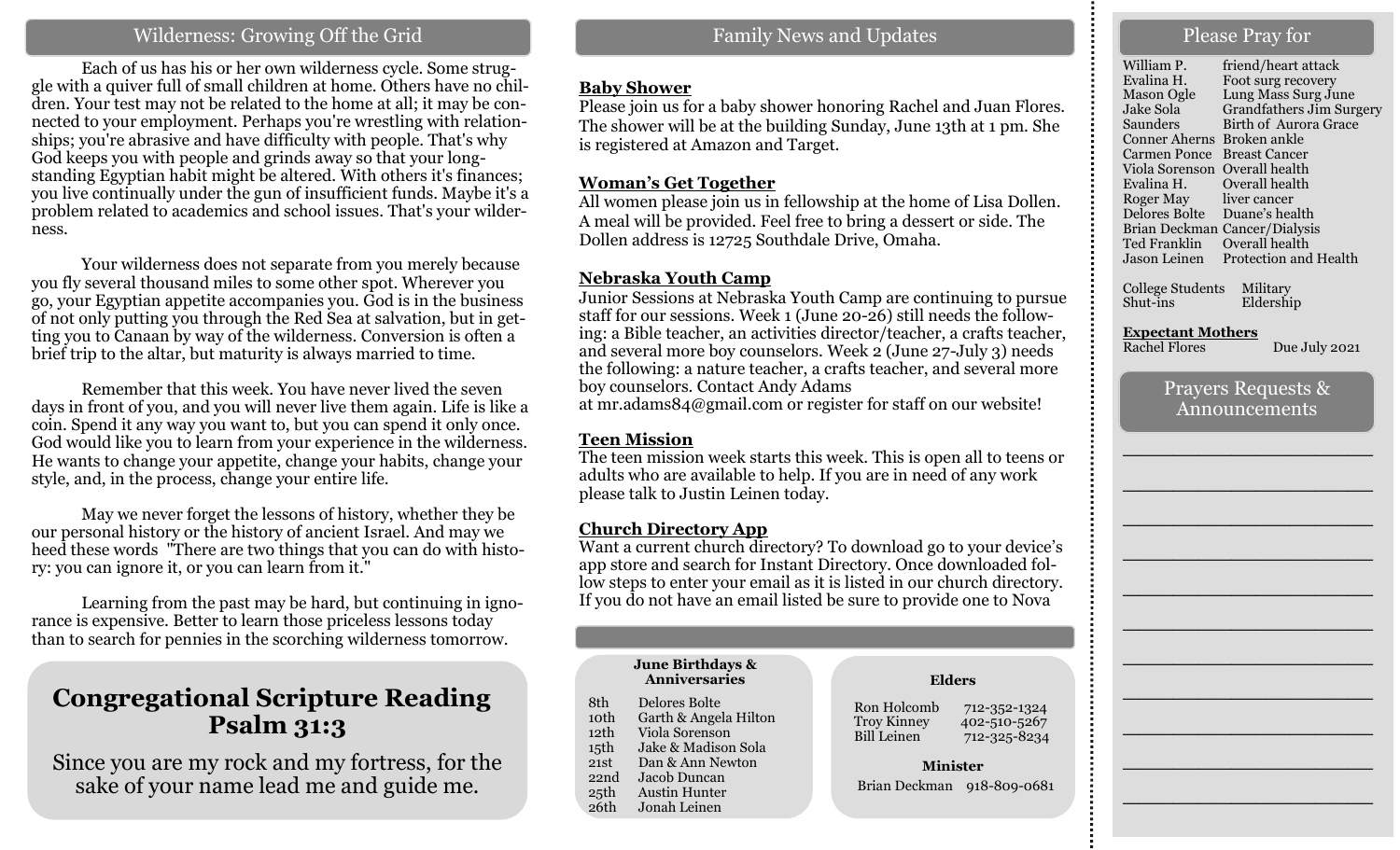## Wilderness: Growing Off the Grid

Each of us has his or her own wilderness cycle. Some struggle with a quiver full of small children at home. Others have no children. Your test may not be related to the home at all; it may be connected to your employment. Perhaps you're wrestling with relationships; you're abrasive and have difficulty with people. That's why God keeps you with people and grinds away so that your long-standing Egyptian habit might be altered. With others it's finances; you live continually under the gun of insufficient funds. Maybe it's a problem related to academics and school issues. That's your wilderness.

Your wilderness does not separate from you merely because you fly several thousand miles to some other spot. Wherever you go, your Egyptian appetite accompanies you. God is in the business of not only putting you through the Red Sea at salvation, but in getting you to Canaan by way of the wilderness. Conversion is often a brief trip to the altar, but maturity is always married to time.

Remember that this week. You have never lived the seven days in front of you, and you will never live them again. Life is like a coin. Spend it any way you want to, but you can spend it only once. God would like you to learn from your experience in the wilderness. He wants to change your appetite, change your habits, change your style, and, in the process, change your entire life.

May we never forget the lessons of history, whether they be our personal history or the history of ancient Israel. And may we heed these words "There are two things that you can do with history: you can ignore it, or you can learn from it."

Learning from the past may be hard, but continuing in ignorance is expensive. Better to learn those priceless lessons today than to search for pennies in the scorching wilderness tomorrow.

## Congregational Scripture Reading
## Psalm 31:3

Since you are my rock and my fortress, for the sake of your name lead me and guide me.

## Family News and Updates

**Baby Shower**
Please join us for a baby shower honoring Rachel and Juan Flores. The shower will be at the building Sunday, June 13th at 1 pm. She is registered at Amazon and Target.

**Woman's Get Together**
All women please join us in fellowship at the home of Lisa Dollen. A meal will be provided. Feel free to bring a dessert or side. The Dollen address is 12725 Southdale Drive, Omaha.

**Nebraska Youth Camp**
Junior Sessions at Nebraska Youth Camp are continuing to pursue staff for our sessions. Week 1 (June 20-26) still needs the following: a Bible teacher, an activities director/teacher, a crafts teacher, and several more boy counselors. Week 2 (June 27-July 3) needs the following: a nature teacher, a crafts teacher, and several more boy counselors. Contact Andy Adams
at mr.adams84@gmail.com or register for staff on our website!

**Teen Mission**
The teen mission week starts this week. This is open all to teens or adults who are available to help. If you are in need of any work please talk to Justin Leinen today.

**Church Directory App**
Want a current church directory? To download go to your device's app store and search for Instant Directory. Once downloaded follow steps to enter your email as it is listed in our church directory. If you do not have an email listed be sure to provide one to Nova

**June Birthdays & Anniversaries**

| | |
|---|---|
| 8th | Delores Bolte |
| 10th | Garth & Angela Hilton |
| 12th | Viola Sorenson |
| 15th | Jake & Madison Sola |
| 21st | Dan & Ann Newton |
| 22nd | Jacob Duncan |
| 25th | Austin Hunter |
| 26th | Jonah Leinen |

**Elders**

| | |
|---|---|
| Ron Holcomb | 712-352-1324 |
| Troy Kinney | 402-510-5267 |
| Bill Leinen | 712-325-8234 |

**Minister**

Brian Deckman 918-809-0681

## Please Pray for

| | |
|---|---|
| William P. | friend/heart attack |
| Evalina H. | Foot surg recovery |
| Mason Ogle | Lung Mass Surg June |
| Jake Sola | Grandfathers Jim Surgery |
| Saunders | Birth of Aurora Grace |
| Conner Aherns | Broken ankle |
| Carmen Ponce | Breast Cancer |
| Viola Sorenson | Overall health |
| Evalina H. | Overall health |
| Roger May | liver cancer |
| Delores Bolte | Duane's health |
| Brian Deckman | Cancer/Dialysis |
| Ted Franklin | Overall health |
| Jason Leinen | Protection and Health |

| | |
|---|---|
| College Students | Military |
| Shut-ins | Eldership |

**Expectant Mothers**
Rachel Flores — Due July 2021

## Prayers Requests & Announcements

___________________________

___________________________

___________________________

___________________________

___________________________

___________________________

___________________________

___________________________

___________________________

___________________________

___________________________